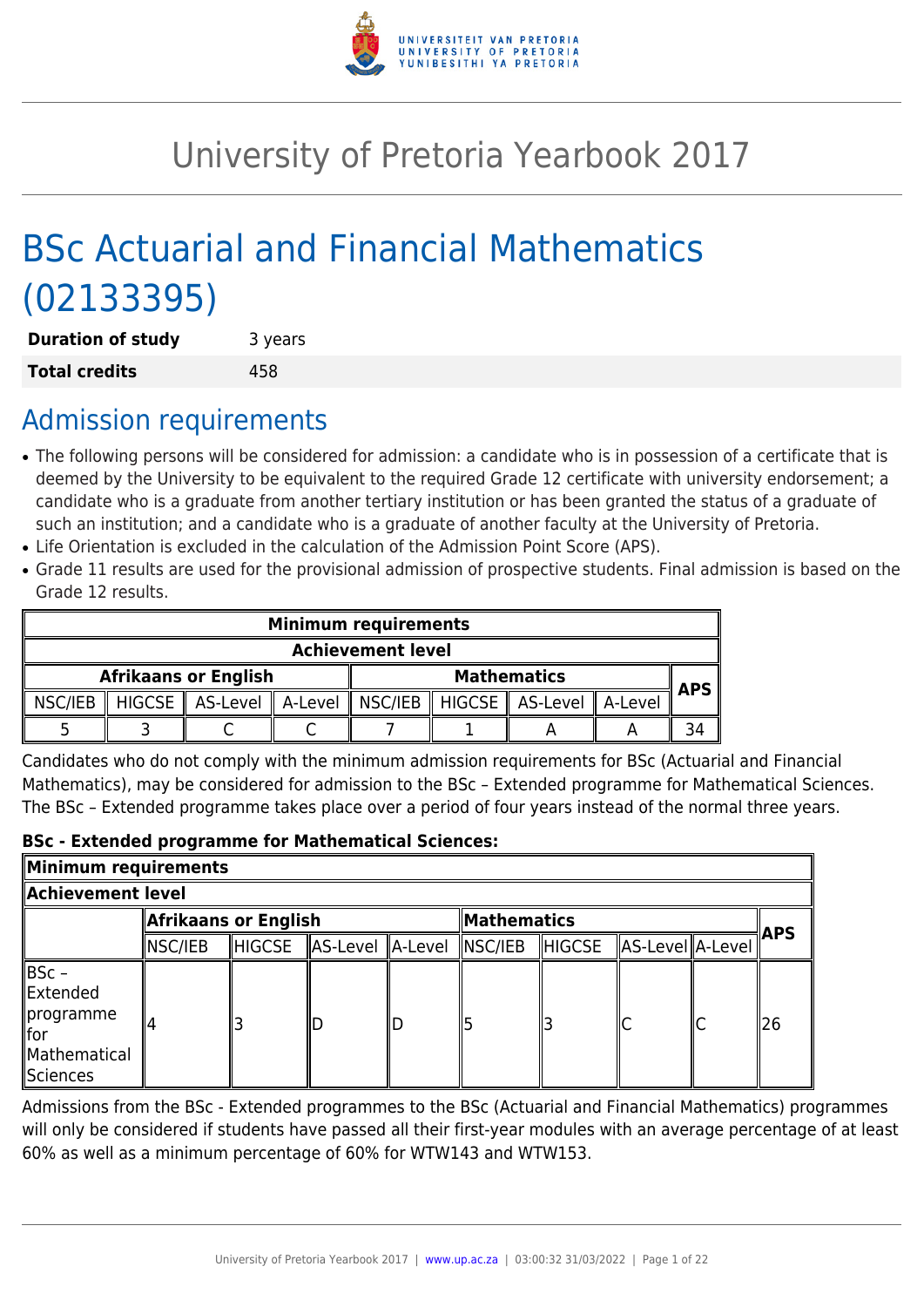# University of Pretoria Yearbook 2017

# BSc Actuarial and Financial Mathematics (02133395)

| | |
|---|---|
| **Duration of study** | 3 years |
| **Total credits** | 458 |

## Admission requirements

- The following persons will be considered for admission: a candidate who is in possession of a certificate that is deemed by the University to be equivalent to the required Grade 12 certificate with university endorsement; a candidate who is a graduate from another tertiary institution or has been granted the status of a graduate of such an institution; and a candidate who is a graduate of another faculty at the University of Pretoria.
- Life Orientation is excluded in the calculation of the Admission Point Score (APS).
- Grade 11 results are used for the provisional admission of prospective students. Final admission is based on the Grade 12 results.

| Minimum requirements | | | | | | | | |
|---|---|---|---|---|---|---|---|---|
| Achievement level | | | | | | | | |
| Afrikaans or English | | | | Mathematics | | | | APS |
| NSC/IEB | HIGCSE | AS-Level | A-Level | NSC/IEB | HIGCSE | AS-Level | A-Level | |
| 5 | 3 | C | C | 7 | 1 | A | A | 34 |

Candidates who do not comply with the minimum admission requirements for BSc (Actuarial and Financial Mathematics), may be considered for admission to the BSc – Extended programme for Mathematical Sciences. The BSc – Extended programme takes place over a period of four years instead of the normal three years.

**BSc - Extended programme for Mathematical Sciences:**

| Minimum requirements | | | | | | | | | |
|---|---|---|---|---|---|---|---|---|---|
| Achievement level | | | | | | | | | |
| | Afrikaans or English | | | | Mathematics | | | | APS |
| | NSC/IEB | HIGCSE | AS-Level | A-Level | NSC/IEB | HIGCSE | AS-Level | A-Level | |
| BSc – Extended programme for Mathematical Sciences | 4 | 3 | D | D | 5 | 3 | C | C | 26 |

Admissions from the BSc - Extended programmes to the BSc (Actuarial and Financial Mathematics) programmes will only be considered if students have passed all their first-year modules with an average percentage of at least 60% as well as a minimum percentage of 60% for WTW143 and WTW153.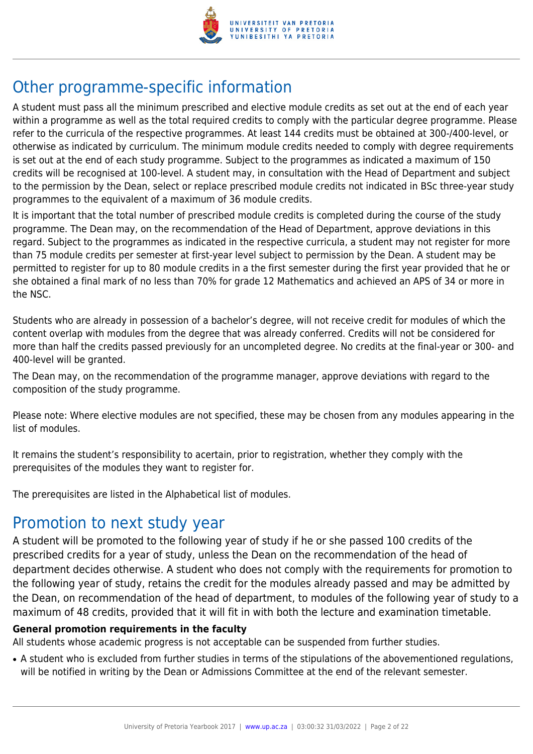## Other programme-specific information

A student must pass all the minimum prescribed and elective module credits as set out at the end of each year within a programme as well as the total required credits to comply with the particular degree programme. Please refer to the curricula of the respective programmes. At least 144 credits must be obtained at 300-/400-level, or otherwise as indicated by curriculum. The minimum module credits needed to comply with degree requirements is set out at the end of each study programme. Subject to the programmes as indicated a maximum of 150 credits will be recognised at 100-level. A student may, in consultation with the Head of Department and subject to the permission by the Dean, select or replace prescribed module credits not indicated in BSc three-year study programmes to the equivalent of a maximum of 36 module credits.

It is important that the total number of prescribed module credits is completed during the course of the study programme. The Dean may, on the recommendation of the Head of Department, approve deviations in this regard. Subject to the programmes as indicated in the respective curricula, a student may not register for more than 75 module credits per semester at first-year level subject to permission by the Dean. A student may be permitted to register for up to 80 module credits in a the first semester during the first year provided that he or she obtained a final mark of no less than 70% for grade 12 Mathematics and achieved an APS of 34 or more in the NSC.

Students who are already in possession of a bachelor's degree, will not receive credit for modules of which the content overlap with modules from the degree that was already conferred. Credits will not be considered for more than half the credits passed previously for an uncompleted degree. No credits at the final-year or 300- and 400-level will be granted.

The Dean may, on the recommendation of the programme manager, approve deviations with regard to the composition of the study programme.

Please note: Where elective modules are not specified, these may be chosen from any modules appearing in the list of modules.

It remains the student's responsibility to acertain, prior to registration, whether they comply with the prerequisites of the modules they want to register for.

The prerequisites are listed in the Alphabetical list of modules.

## Promotion to next study year

A student will be promoted to the following year of study if he or she passed 100 credits of the prescribed credits for a year of study, unless the Dean on the recommendation of the head of department decides otherwise. A student who does not comply with the requirements for promotion to the following year of study, retains the credit for the modules already passed and may be admitted by the Dean, on recommendation of the head of department, to modules of the following year of study to a maximum of 48 credits, provided that it will fit in with both the lecture and examination timetable.

**General promotion requirements in the faculty**

All students whose academic progress is not acceptable can be suspended from further studies.

- A student who is excluded from further studies in terms of the stipulations of the abovementioned regulations, will be notified in writing by the Dean or Admissions Committee at the end of the relevant semester.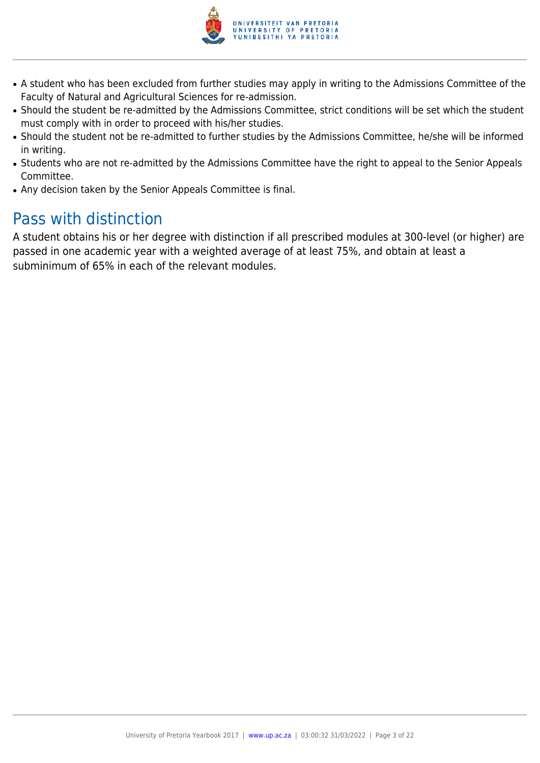- A student who has been excluded from further studies may apply in writing to the Admissions Committee of the Faculty of Natural and Agricultural Sciences for re-admission.
- Should the student be re-admitted by the Admissions Committee, strict conditions will be set which the student must comply with in order to proceed with his/her studies.
- Should the student not be re-admitted to further studies by the Admissions Committee, he/she will be informed in writing.
- Students who are not re-admitted by the Admissions Committee have the right to appeal to the Senior Appeals Committee.
- Any decision taken by the Senior Appeals Committee is final.

## Pass with distinction

A student obtains his or her degree with distinction if all prescribed modules at 300-level (or higher) are passed in one academic year with a weighted average of at least 75%, and obtain at least a subminimum of 65% in each of the relevant modules.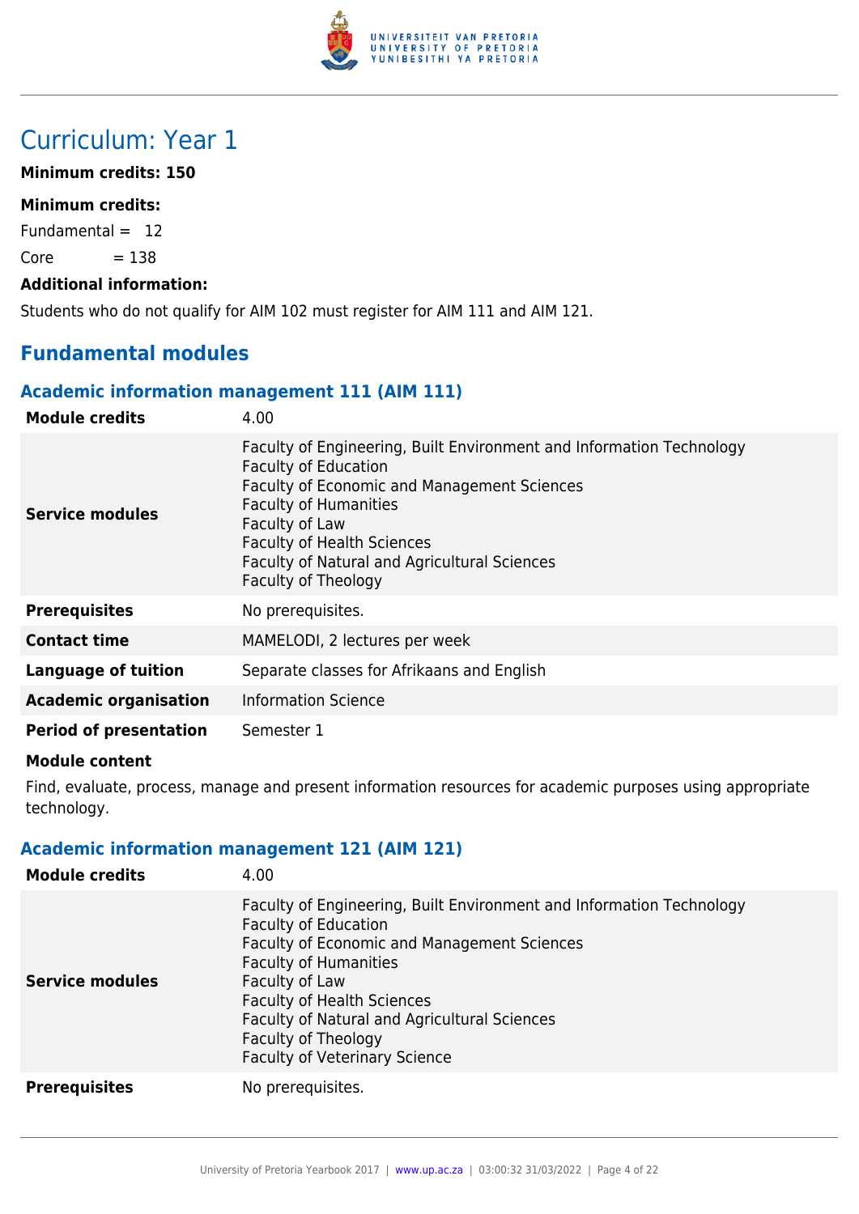# Curriculum: Year 1

**Minimum credits: 150**

**Minimum credits:**

Fundamental = 12

Core = 138

**Additional information:**

Students who do not qualify for AIM 102 must register for AIM 111 and AIM 121.

## Fundamental modules

### Academic information management 111 (AIM 111)

| | |
|---|---|
| **Module credits** | 4.00 |
| **Service modules** | Faculty of Engineering, Built Environment and Information Technology<br>Faculty of Education<br>Faculty of Economic and Management Sciences<br>Faculty of Humanities<br>Faculty of Law<br>Faculty of Health Sciences<br>Faculty of Natural and Agricultural Sciences<br>Faculty of Theology |
| **Prerequisites** | No prerequisites. |
| **Contact time** | MAMELODI, 2 lectures per week |
| **Language of tuition** | Separate classes for Afrikaans and English |
| **Academic organisation** | Information Science |
| **Period of presentation** | Semester 1 |

**Module content**

Find, evaluate, process, manage and present information resources for academic purposes using appropriate technology.

### Academic information management 121 (AIM 121)

| | |
|---|---|
| **Module credits** | 4.00 |
| **Service modules** | Faculty of Engineering, Built Environment and Information Technology<br>Faculty of Education<br>Faculty of Economic and Management Sciences<br>Faculty of Humanities<br>Faculty of Law<br>Faculty of Health Sciences<br>Faculty of Natural and Agricultural Sciences<br>Faculty of Theology<br>Faculty of Veterinary Science |
| **Prerequisites** | No prerequisites. |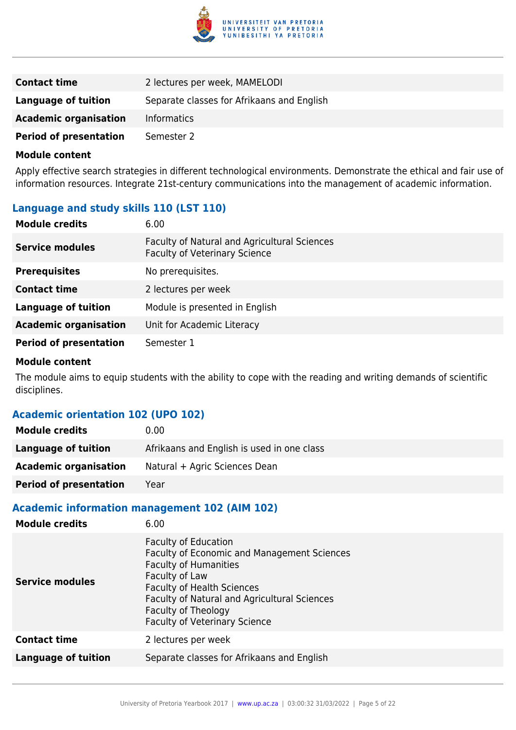| | |
|---|---|
| **Contact time** | 2 lectures per week, MAMELODI |
| **Language of tuition** | Separate classes for Afrikaans and English |
| **Academic organisation** | Informatics |
| **Period of presentation** | Semester 2 |

**Module content**

Apply effective search strategies in different technological environments. Demonstrate the ethical and fair use of information resources. Integrate 21st-century communications into the management of academic information.

### Language and study skills 110 (LST 110)

| | |
|---|---|
| **Module credits** | 6.00 |
| **Service modules** | Faculty of Natural and Agricultural Sciences<br>Faculty of Veterinary Science |
| **Prerequisites** | No prerequisites. |
| **Contact time** | 2 lectures per week |
| **Language of tuition** | Module is presented in English |
| **Academic organisation** | Unit for Academic Literacy |
| **Period of presentation** | Semester 1 |

**Module content**

The module aims to equip students with the ability to cope with the reading and writing demands of scientific disciplines.

### Academic orientation 102 (UPO 102)

| | |
|---|---|
| **Module credits** | 0.00 |
| **Language of tuition** | Afrikaans and English is used in one class |
| **Academic organisation** | Natural + Agric Sciences Dean |
| **Period of presentation** | Year |

### Academic information management 102 (AIM 102)

| | |
|---|---|
| **Module credits** | 6.00 |
| **Service modules** | Faculty of Education<br>Faculty of Economic and Management Sciences<br>Faculty of Humanities<br>Faculty of Law<br>Faculty of Health Sciences<br>Faculty of Natural and Agricultural Sciences<br>Faculty of Theology<br>Faculty of Veterinary Science |
| **Contact time** | 2 lectures per week |
| **Language of tuition** | Separate classes for Afrikaans and English |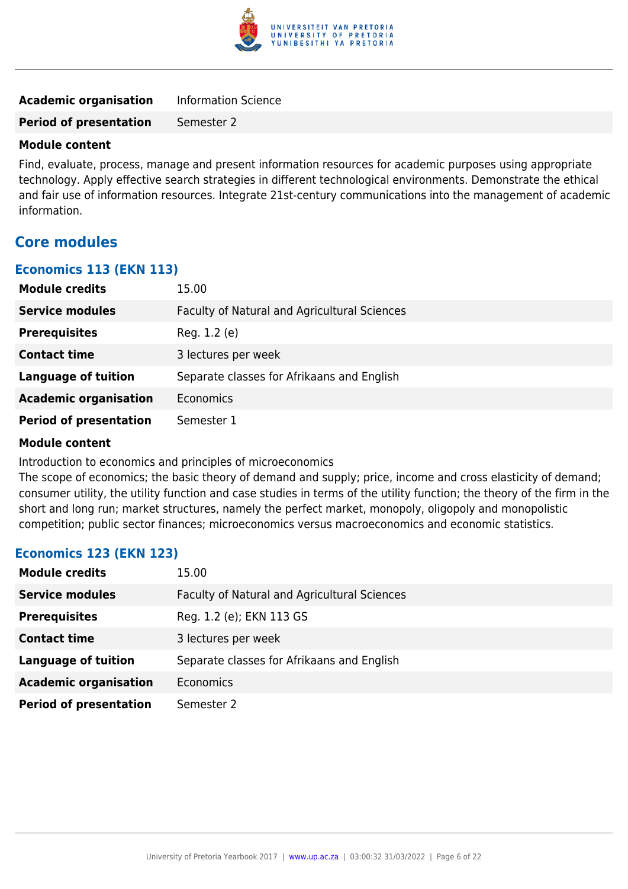| | |
|---|---|
| **Academic organisation** | Information Science |
| **Period of presentation** | Semester 2 |

**Module content**

Find, evaluate, process, manage and present information resources for academic purposes using appropriate technology. Apply effective search strategies in different technological environments. Demonstrate the ethical and fair use of information resources. Integrate 21st-century communications into the management of academic information.

## Core modules

### Economics 113 (EKN 113)

| | |
|---|---|
| **Module credits** | 15.00 |
| **Service modules** | Faculty of Natural and Agricultural Sciences |
| **Prerequisites** | Reg. 1.2 (e) |
| **Contact time** | 3 lectures per week |
| **Language of tuition** | Separate classes for Afrikaans and English |
| **Academic organisation** | Economics |
| **Period of presentation** | Semester 1 |

**Module content**

Introduction to economics and principles of microeconomics
The scope of economics; the basic theory of demand and supply; price, income and cross elasticity of demand; consumer utility, the utility function and case studies in terms of the utility function; the theory of the firm in the short and long run; market structures, namely the perfect market, monopoly, oligopoly and monopolistic competition; public sector finances; microeconomics versus macroeconomics and economic statistics.

### Economics 123 (EKN 123)

| | |
|---|---|
| **Module credits** | 15.00 |
| **Service modules** | Faculty of Natural and Agricultural Sciences |
| **Prerequisites** | Reg. 1.2 (e); EKN 113 GS |
| **Contact time** | 3 lectures per week |
| **Language of tuition** | Separate classes for Afrikaans and English |
| **Academic organisation** | Economics |
| **Period of presentation** | Semester 2 |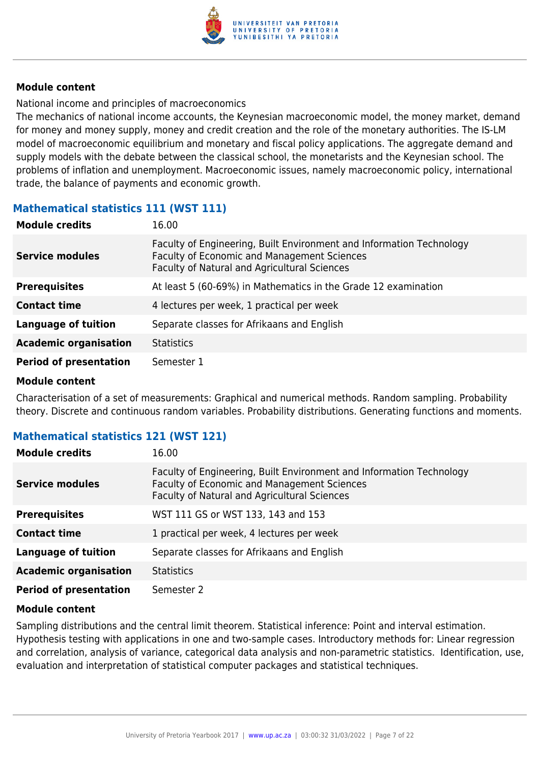**Module content**

National income and principles of macroeconomics

The mechanics of national income accounts, the Keynesian macroeconomic model, the money market, demand for money and money supply, money and credit creation and the role of the monetary authorities. The IS-LM model of macroeconomic equilibrium and monetary and fiscal policy applications. The aggregate demand and supply models with the debate between the classical school, the monetarists and the Keynesian school. The problems of inflation and unemployment. Macroeconomic issues, namely macroeconomic policy, international trade, the balance of payments and economic growth.

### Mathematical statistics 111 (WST 111)

| | |
|---|---|
| **Module credits** | 16.00 |
| **Service modules** | Faculty of Engineering, Built Environment and Information Technology<br>Faculty of Economic and Management Sciences<br>Faculty of Natural and Agricultural Sciences |
| **Prerequisites** | At least 5 (60-69%) in Mathematics in the Grade 12 examination |
| **Contact time** | 4 lectures per week, 1 practical per week |
| **Language of tuition** | Separate classes for Afrikaans and English |
| **Academic organisation** | Statistics |
| **Period of presentation** | Semester 1 |

**Module content**

Characterisation of a set of measurements: Graphical and numerical methods. Random sampling. Probability theory. Discrete and continuous random variables. Probability distributions. Generating functions and moments.

### Mathematical statistics 121 (WST 121)

| | |
|---|---|
| **Module credits** | 16.00 |
| **Service modules** | Faculty of Engineering, Built Environment and Information Technology<br>Faculty of Economic and Management Sciences<br>Faculty of Natural and Agricultural Sciences |
| **Prerequisites** | WST 111 GS or WST 133, 143 and 153 |
| **Contact time** | 1 practical per week, 4 lectures per week |
| **Language of tuition** | Separate classes for Afrikaans and English |
| **Academic organisation** | Statistics |
| **Period of presentation** | Semester 2 |

**Module content**

Sampling distributions and the central limit theorem. Statistical inference: Point and interval estimation. Hypothesis testing with applications in one and two-sample cases. Introductory methods for: Linear regression and correlation, analysis of variance, categorical data analysis and non-parametric statistics. Identification, use, evaluation and interpretation of statistical computer packages and statistical techniques.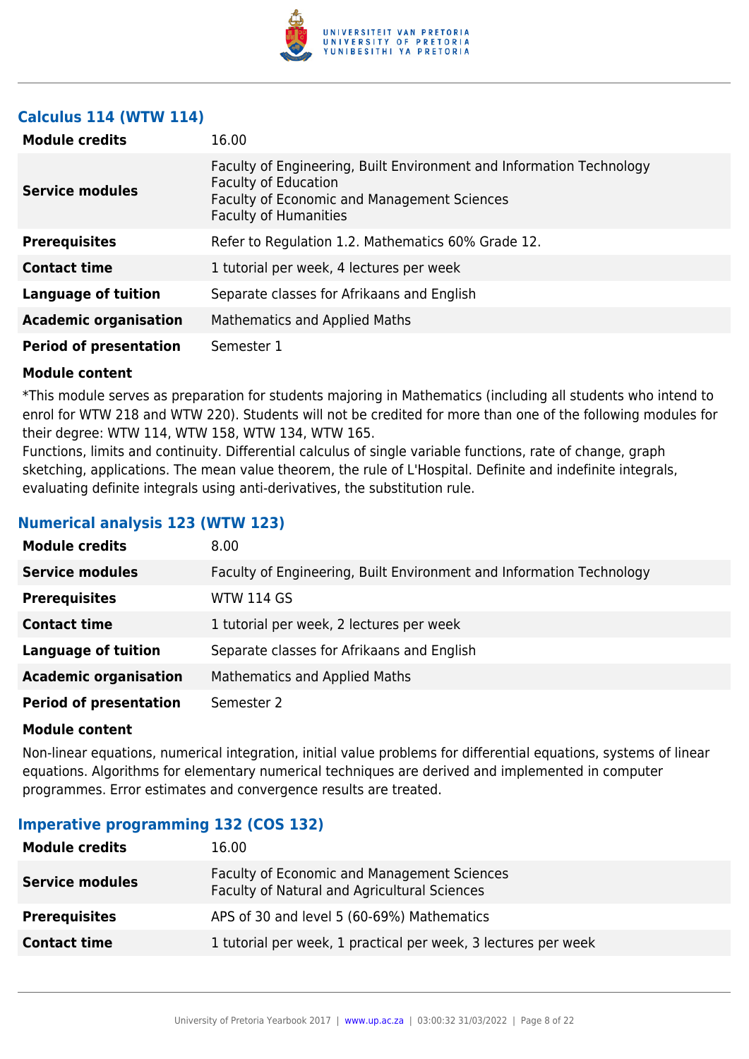### Calculus 114 (WTW 114)

| | |
|---|---|
| **Module credits** | 16.00 |
| **Service modules** | Faculty of Engineering, Built Environment and Information Technology<br>Faculty of Education<br>Faculty of Economic and Management Sciences<br>Faculty of Humanities |
| **Prerequisites** | Refer to Regulation 1.2. Mathematics 60% Grade 12. |
| **Contact time** | 1 tutorial per week, 4 lectures per week |
| **Language of tuition** | Separate classes for Afrikaans and English |
| **Academic organisation** | Mathematics and Applied Maths |
| **Period of presentation** | Semester 1 |

**Module content**

*This module serves as preparation for students majoring in Mathematics (including all students who intend to enrol for WTW 218 and WTW 220). Students will not be credited for more than one of the following modules for their degree: WTW 114, WTW 158, WTW 134, WTW 165.
Functions, limits and continuity. Differential calculus of single variable functions, rate of change, graph sketching, applications. The mean value theorem, the rule of L'Hospital. Definite and indefinite integrals, evaluating definite integrals using anti-derivatives, the substitution rule.

### Numerical analysis 123 (WTW 123)

| | |
|---|---|
| **Module credits** | 8.00 |
| **Service modules** | Faculty of Engineering, Built Environment and Information Technology |
| **Prerequisites** | WTW 114 GS |
| **Contact time** | 1 tutorial per week, 2 lectures per week |
| **Language of tuition** | Separate classes for Afrikaans and English |
| **Academic organisation** | Mathematics and Applied Maths |
| **Period of presentation** | Semester 2 |

**Module content**

Non-linear equations, numerical integration, initial value problems for differential equations, systems of linear equations. Algorithms for elementary numerical techniques are derived and implemented in computer programmes. Error estimates and convergence results are treated.

### Imperative programming 132 (COS 132)

| | |
|---|---|
| **Module credits** | 16.00 |
| **Service modules** | Faculty of Economic and Management Sciences<br>Faculty of Natural and Agricultural Sciences |
| **Prerequisites** | APS of 30 and level 5 (60-69%) Mathematics |
| **Contact time** | 1 tutorial per week, 1 practical per week, 3 lectures per week |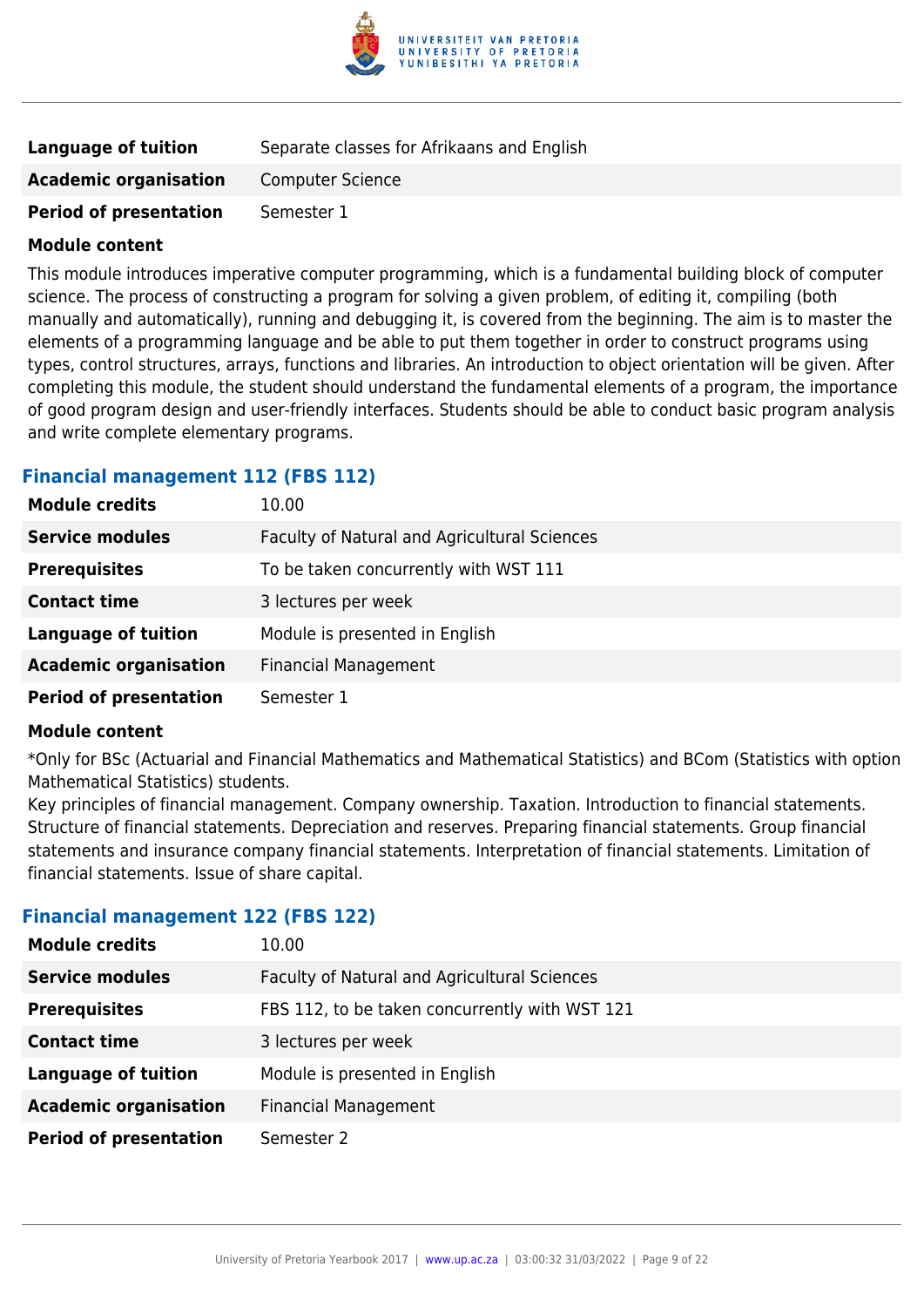| | |
|---|---|
| **Language of tuition** | Separate classes for Afrikaans and English |
| **Academic organisation** | Computer Science |
| **Period of presentation** | Semester 1 |

**Module content**

This module introduces imperative computer programming, which is a fundamental building block of computer science. The process of constructing a program for solving a given problem, of editing it, compiling (both manually and automatically), running and debugging it, is covered from the beginning. The aim is to master the elements of a programming language and be able to put them together in order to construct programs using types, control structures, arrays, functions and libraries. An introduction to object orientation will be given. After completing this module, the student should understand the fundamental elements of a program, the importance of good program design and user-friendly interfaces. Students should be able to conduct basic program analysis and write complete elementary programs.

### Financial management 112 (FBS 112)

| | |
|---|---|
| **Module credits** | 10.00 |
| **Service modules** | Faculty of Natural and Agricultural Sciences |
| **Prerequisites** | To be taken concurrently with WST 111 |
| **Contact time** | 3 lectures per week |
| **Language of tuition** | Module is presented in English |
| **Academic organisation** | Financial Management |
| **Period of presentation** | Semester 1 |

**Module content**

*Only for BSc (Actuarial and Financial Mathematics and Mathematical Statistics) and BCom (Statistics with option Mathematical Statistics) students.
Key principles of financial management. Company ownership. Taxation. Introduction to financial statements. Structure of financial statements. Depreciation and reserves. Preparing financial statements. Group financial statements and insurance company financial statements. Interpretation of financial statements. Limitation of financial statements. Issue of share capital.

### Financial management 122 (FBS 122)

| | |
|---|---|
| **Module credits** | 10.00 |
| **Service modules** | Faculty of Natural and Agricultural Sciences |
| **Prerequisites** | FBS 112, to be taken concurrently with WST 121 |
| **Contact time** | 3 lectures per week |
| **Language of tuition** | Module is presented in English |
| **Academic organisation** | Financial Management |
| **Period of presentation** | Semester 2 |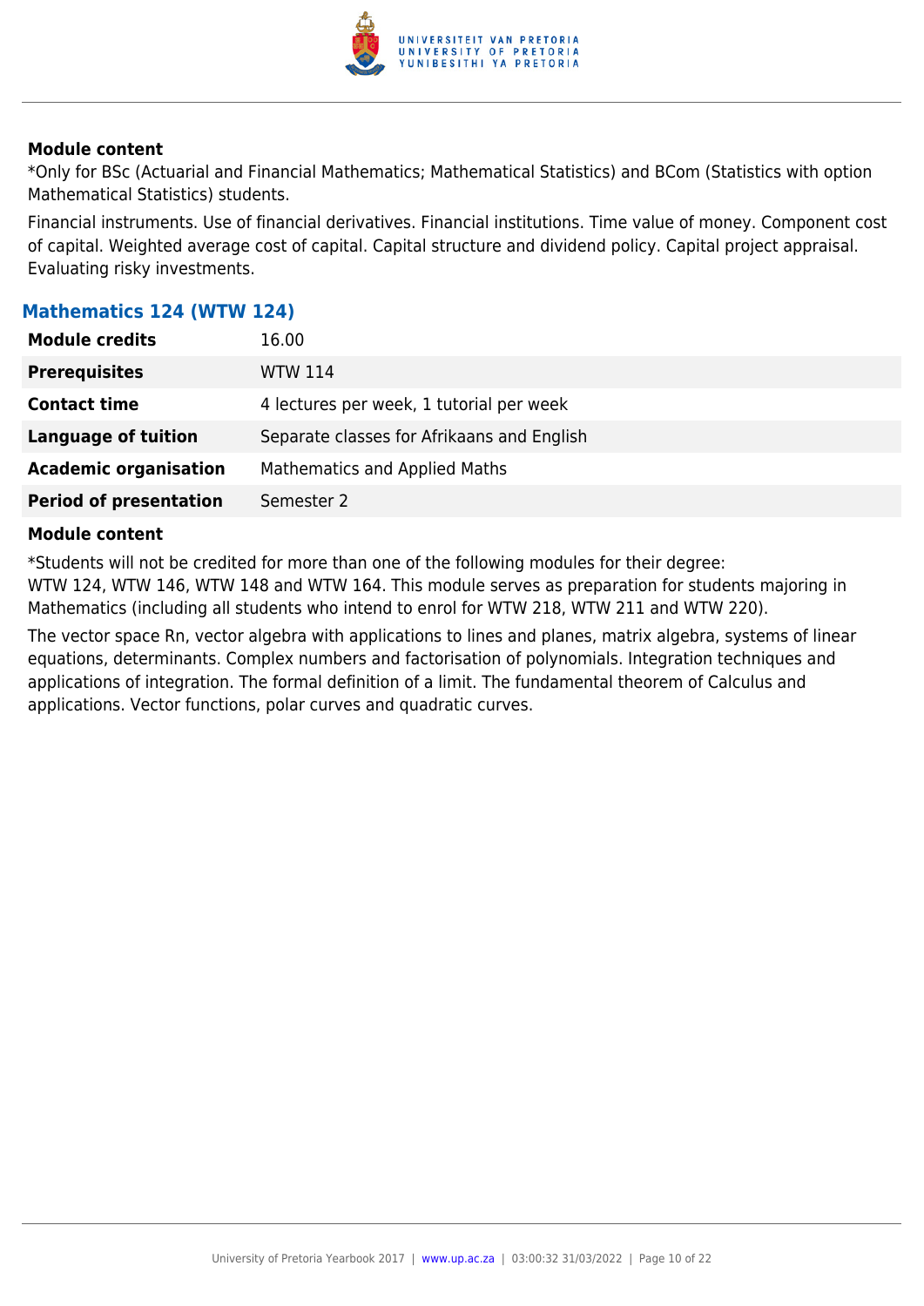**Module content**

*Only for BSc (Actuarial and Financial Mathematics; Mathematical Statistics) and BCom (Statistics with option Mathematical Statistics) students.

Financial instruments. Use of financial derivatives. Financial institutions. Time value of money. Component cost of capital. Weighted average cost of capital. Capital structure and dividend policy. Capital project appraisal. Evaluating risky investments.

### Mathematics 124 (WTW 124)

| | |
|---|---|
| **Module credits** | 16.00 |
| **Prerequisites** | WTW 114 |
| **Contact time** | 4 lectures per week, 1 tutorial per week |
| **Language of tuition** | Separate classes for Afrikaans and English |
| **Academic organisation** | Mathematics and Applied Maths |
| **Period of presentation** | Semester 2 |

**Module content**

*Students will not be credited for more than one of the following modules for their degree:
WTW 124, WTW 146, WTW 148 and WTW 164. This module serves as preparation for students majoring in Mathematics (including all students who intend to enrol for WTW 218, WTW 211 and WTW 220).

The vector space Rn, vector algebra with applications to lines and planes, matrix algebra, systems of linear equations, determinants. Complex numbers and factorisation of polynomials. Integration techniques and applications of integration. The formal definition of a limit. The fundamental theorem of Calculus and applications. Vector functions, polar curves and quadratic curves.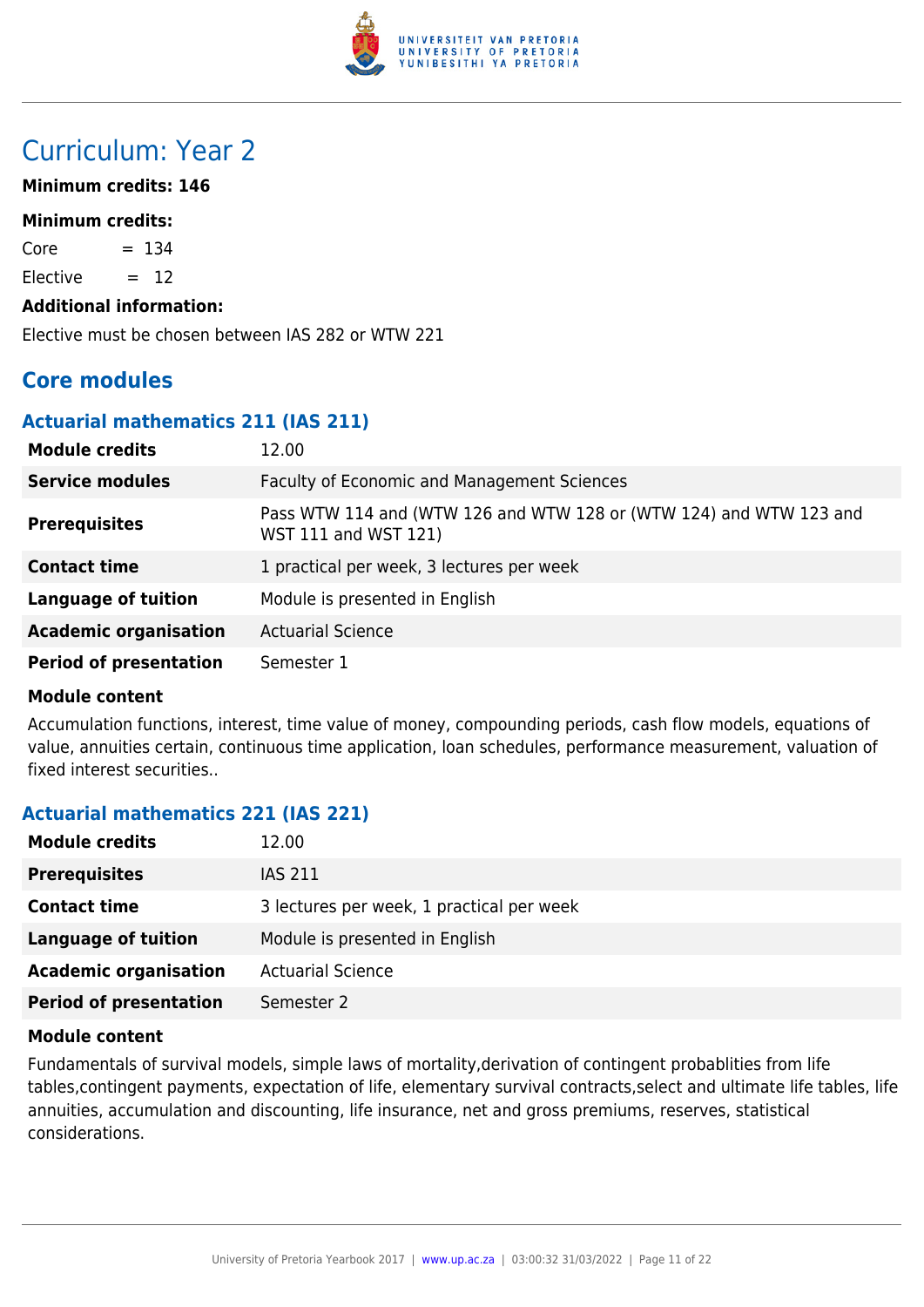# Curriculum: Year 2

**Minimum credits: 146**

**Minimum credits:**

Core = 134

Elective = 12

**Additional information:**

Elective must be chosen between IAS 282 or WTW 221

## Core modules

### Actuarial mathematics 211 (IAS 211)

| | |
|---|---|
| **Module credits** | 12.00 |
| **Service modules** | Faculty of Economic and Management Sciences |
| **Prerequisites** | Pass WTW 114 and (WTW 126 and WTW 128 or (WTW 124) and WTW 123 and WST 111 and WST 121) |
| **Contact time** | 1 practical per week, 3 lectures per week |
| **Language of tuition** | Module is presented in English |
| **Academic organisation** | Actuarial Science |
| **Period of presentation** | Semester 1 |

**Module content**

Accumulation functions, interest, time value of money, compounding periods, cash flow models, equations of value, annuities certain, continuous time application, loan schedules, performance measurement, valuation of fixed interest securities..

### Actuarial mathematics 221 (IAS 221)

| | |
|---|---|
| **Module credits** | 12.00 |
| **Prerequisites** | IAS 211 |
| **Contact time** | 3 lectures per week, 1 practical per week |
| **Language of tuition** | Module is presented in English |
| **Academic organisation** | Actuarial Science |
| **Period of presentation** | Semester 2 |

**Module content**

Fundamentals of survival models, simple laws of mortality,derivation of contingent probablities from life tables,contingent payments, expectation of life, elementary survival contracts,select and ultimate life tables, life annuities, accumulation and discounting, life insurance, net and gross premiums, reserves, statistical considerations.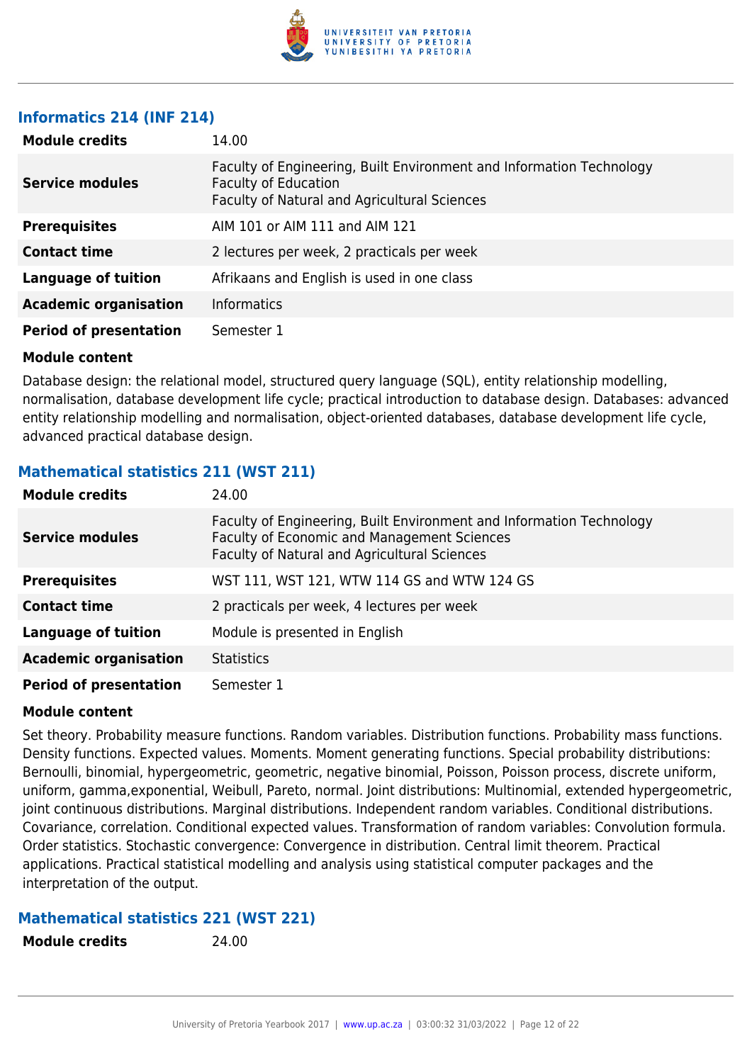### Informatics 214 (INF 214)

| | |
|---|---|
| **Module credits** | 14.00 |
| **Service modules** | Faculty of Engineering, Built Environment and Information Technology<br>Faculty of Education<br>Faculty of Natural and Agricultural Sciences |
| **Prerequisites** | AIM 101 or AIM 111 and AIM 121 |
| **Contact time** | 2 lectures per week, 2 practicals per week |
| **Language of tuition** | Afrikaans and English is used in one class |
| **Academic organisation** | Informatics |
| **Period of presentation** | Semester 1 |

**Module content**

Database design: the relational model, structured query language (SQL), entity relationship modelling, normalisation, database development life cycle; practical introduction to database design. Databases: advanced entity relationship modelling and normalisation, object-oriented databases, database development life cycle, advanced practical database design.

### Mathematical statistics 211 (WST 211)

| | |
|---|---|
| **Module credits** | 24.00 |
| **Service modules** | Faculty of Engineering, Built Environment and Information Technology<br>Faculty of Economic and Management Sciences<br>Faculty of Natural and Agricultural Sciences |
| **Prerequisites** | WST 111, WST 121, WTW 114 GS and WTW 124 GS |
| **Contact time** | 2 practicals per week, 4 lectures per week |
| **Language of tuition** | Module is presented in English |
| **Academic organisation** | Statistics |
| **Period of presentation** | Semester 1 |

**Module content**

Set theory. Probability measure functions. Random variables. Distribution functions. Probability mass functions. Density functions. Expected values. Moments. Moment generating functions. Special probability distributions: Bernoulli, binomial, hypergeometric, geometric, negative binomial, Poisson, Poisson process, discrete uniform, uniform, gamma,exponential, Weibull, Pareto, normal. Joint distributions: Multinomial, extended hypergeometric, joint continuous distributions. Marginal distributions. Independent random variables. Conditional distributions. Covariance, correlation. Conditional expected values. Transformation of random variables: Convolution formula. Order statistics. Stochastic convergence: Convergence in distribution. Central limit theorem. Practical applications. Practical statistical modelling and analysis using statistical computer packages and the interpretation of the output.

### Mathematical statistics 221 (WST 221)

| | |
|---|---|
| **Module credits** | 24.00 |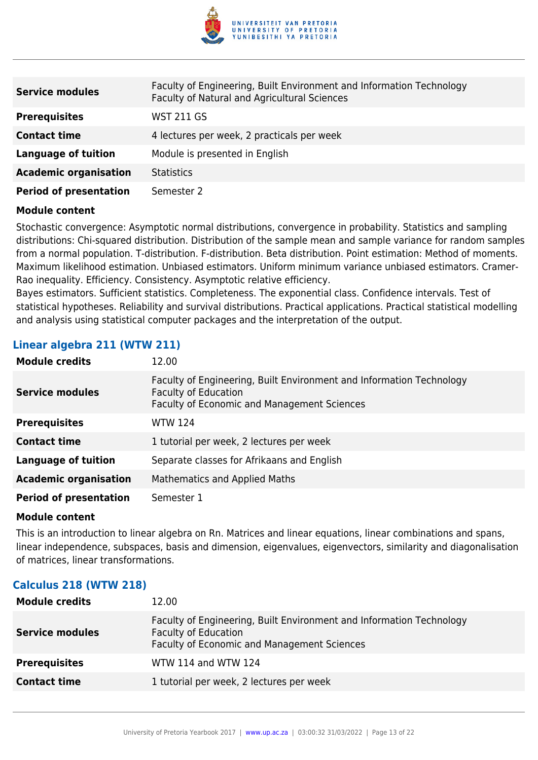| | |
|---|---|
| **Service modules** | Faculty of Engineering, Built Environment and Information Technology<br>Faculty of Natural and Agricultural Sciences |
| **Prerequisites** | WST 211 GS |
| **Contact time** | 4 lectures per week, 2 practicals per week |
| **Language of tuition** | Module is presented in English |
| **Academic organisation** | Statistics |
| **Period of presentation** | Semester 2 |

**Module content**

Stochastic convergence: Asymptotic normal distributions, convergence in probability. Statistics and sampling distributions: Chi-squared distribution. Distribution of the sample mean and sample variance for random samples from a normal population. T-distribution. F-distribution. Beta distribution. Point estimation: Method of moments. Maximum likelihood estimation. Unbiased estimators. Uniform minimum variance unbiased estimators. Cramer-Rao inequality. Efficiency. Consistency. Asymptotic relative efficiency.
Bayes estimators. Sufficient statistics. Completeness. The exponential class. Confidence intervals. Test of statistical hypotheses. Reliability and survival distributions. Practical applications. Practical statistical modelling and analysis using statistical computer packages and the interpretation of the output.

### Linear algebra 211 (WTW 211)

| | |
|---|---|
| **Module credits** | 12.00 |
| **Service modules** | Faculty of Engineering, Built Environment and Information Technology<br>Faculty of Education<br>Faculty of Economic and Management Sciences |
| **Prerequisites** | WTW 124 |
| **Contact time** | 1 tutorial per week, 2 lectures per week |
| **Language of tuition** | Separate classes for Afrikaans and English |
| **Academic organisation** | Mathematics and Applied Maths |
| **Period of presentation** | Semester 1 |

**Module content**

This is an introduction to linear algebra on Rn. Matrices and linear equations, linear combinations and spans, linear independence, subspaces, basis and dimension, eigenvalues, eigenvectors, similarity and diagonalisation of matrices, linear transformations.

### Calculus 218 (WTW 218)

| | |
|---|---|
| **Module credits** | 12.00 |
| **Service modules** | Faculty of Engineering, Built Environment and Information Technology<br>Faculty of Education<br>Faculty of Economic and Management Sciences |
| **Prerequisites** | WTW 114 and WTW 124 |
| **Contact time** | 1 tutorial per week, 2 lectures per week |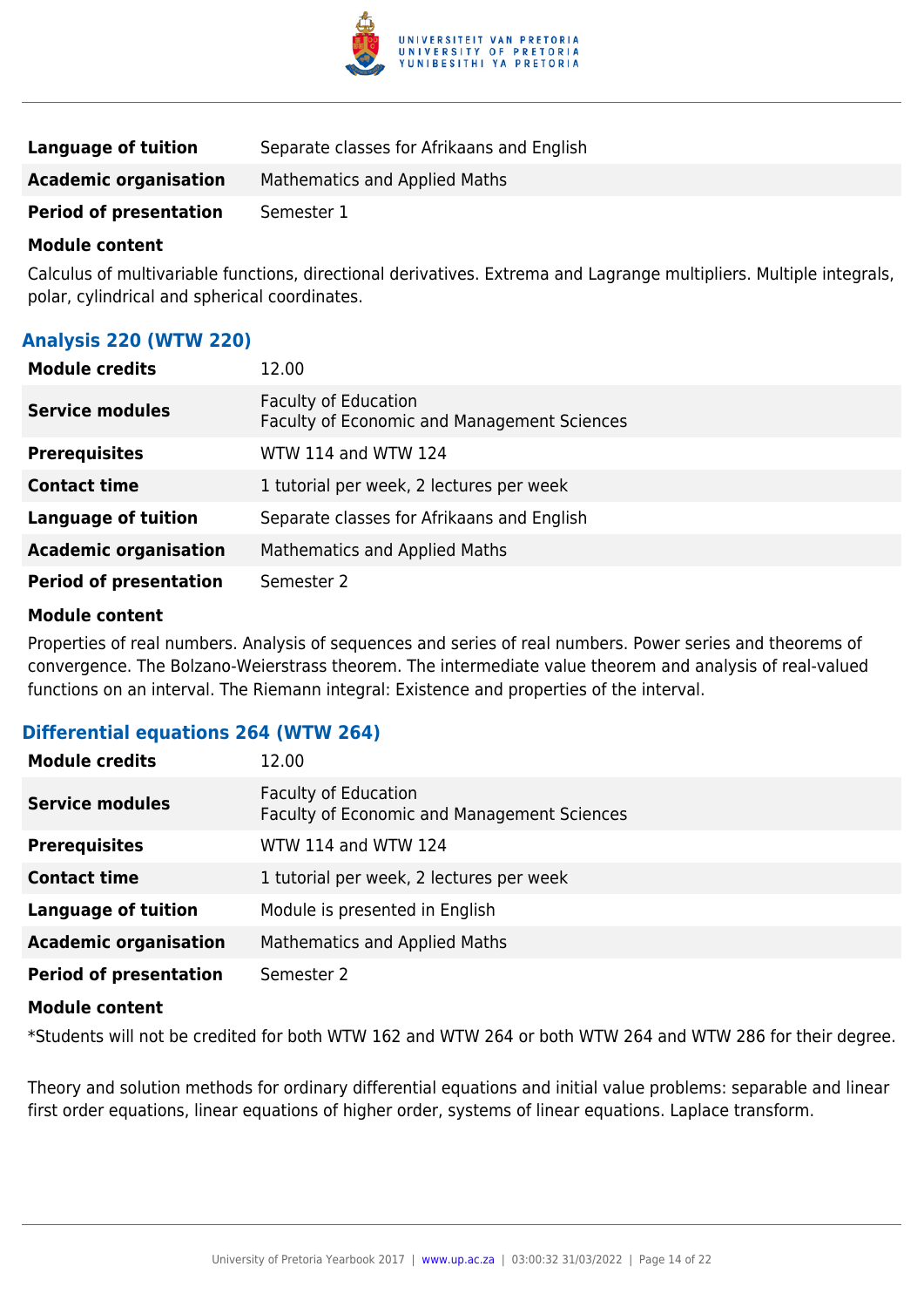| | |
|---|---|
| **Language of tuition** | Separate classes for Afrikaans and English |
| **Academic organisation** | Mathematics and Applied Maths |
| **Period of presentation** | Semester 1 |

**Module content**

Calculus of multivariable functions, directional derivatives. Extrema and Lagrange multipliers. Multiple integrals, polar, cylindrical and spherical coordinates.

### Analysis 220 (WTW 220)

| | |
|---|---|
| **Module credits** | 12.00 |
| **Service modules** | Faculty of Education<br>Faculty of Economic and Management Sciences |
| **Prerequisites** | WTW 114 and WTW 124 |
| **Contact time** | 1 tutorial per week, 2 lectures per week |
| **Language of tuition** | Separate classes for Afrikaans and English |
| **Academic organisation** | Mathematics and Applied Maths |
| **Period of presentation** | Semester 2 |

**Module content**

Properties of real numbers. Analysis of sequences and series of real numbers. Power series and theorems of convergence. The Bolzano-Weierstrass theorem. The intermediate value theorem and analysis of real-valued functions on an interval. The Riemann integral: Existence and properties of the interval.

### Differential equations 264 (WTW 264)

| | |
|---|---|
| **Module credits** | 12.00 |
| **Service modules** | Faculty of Education<br>Faculty of Economic and Management Sciences |
| **Prerequisites** | WTW 114 and WTW 124 |
| **Contact time** | 1 tutorial per week, 2 lectures per week |
| **Language of tuition** | Module is presented in English |
| **Academic organisation** | Mathematics and Applied Maths |
| **Period of presentation** | Semester 2 |

**Module content**

*Students will not be credited for both WTW 162 and WTW 264 or both WTW 264 and WTW 286 for their degree.

Theory and solution methods for ordinary differential equations and initial value problems: separable and linear first order equations, linear equations of higher order, systems of linear equations. Laplace transform.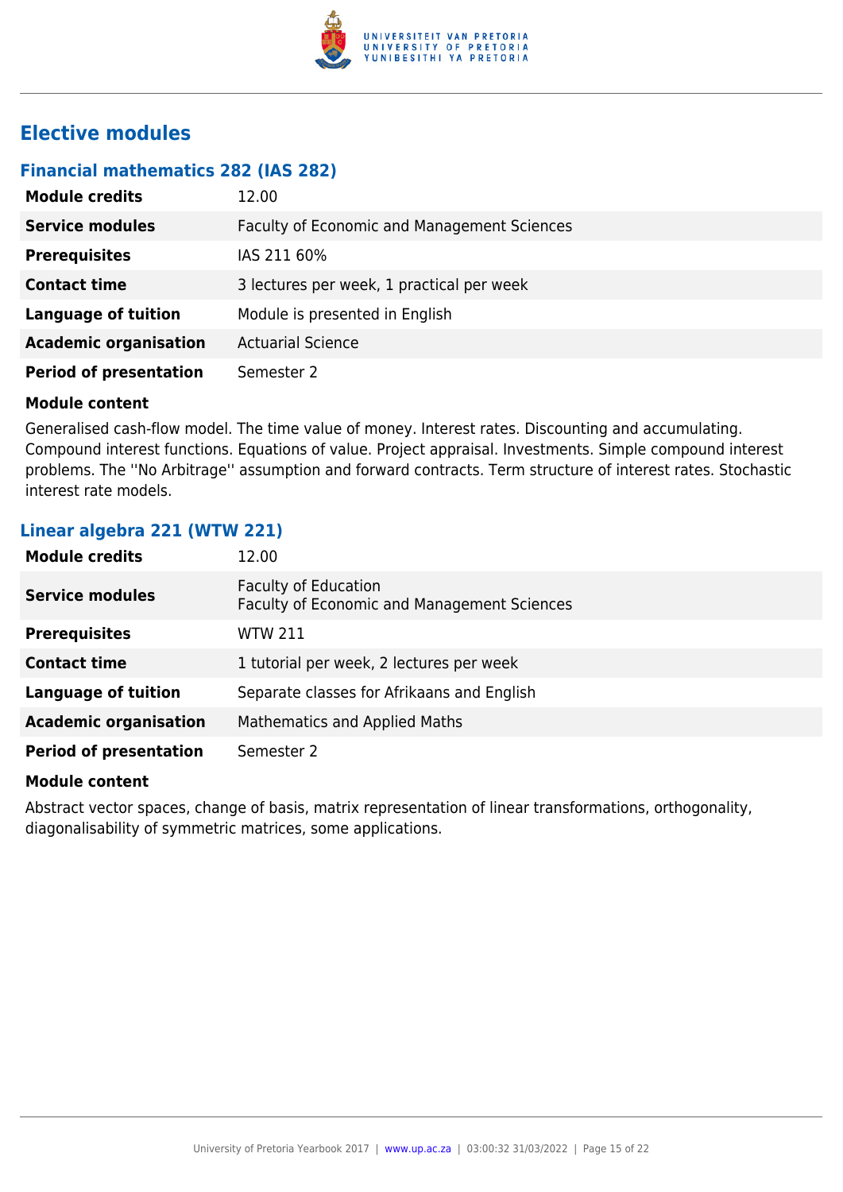## Elective modules

### Financial mathematics 282 (IAS 282)

| | |
|---|---|
| **Module credits** | 12.00 |
| **Service modules** | Faculty of Economic and Management Sciences |
| **Prerequisites** | IAS 211 60% |
| **Contact time** | 3 lectures per week, 1 practical per week |
| **Language of tuition** | Module is presented in English |
| **Academic organisation** | Actuarial Science |
| **Period of presentation** | Semester 2 |

**Module content**

Generalised cash-flow model. The time value of money. Interest rates. Discounting and accumulating. Compound interest functions. Equations of value. Project appraisal. Investments. Simple compound interest problems. The ''No Arbitrage'' assumption and forward contracts. Term structure of interest rates. Stochastic interest rate models.

### Linear algebra 221 (WTW 221)

| | |
|---|---|
| **Module credits** | 12.00 |
| **Service modules** | Faculty of Education<br>Faculty of Economic and Management Sciences |
| **Prerequisites** | WTW 211 |
| **Contact time** | 1 tutorial per week, 2 lectures per week |
| **Language of tuition** | Separate classes for Afrikaans and English |
| **Academic organisation** | Mathematics and Applied Maths |
| **Period of presentation** | Semester 2 |

**Module content**

Abstract vector spaces, change of basis, matrix representation of linear transformations, orthogonality, diagonalisability of symmetric matrices, some applications.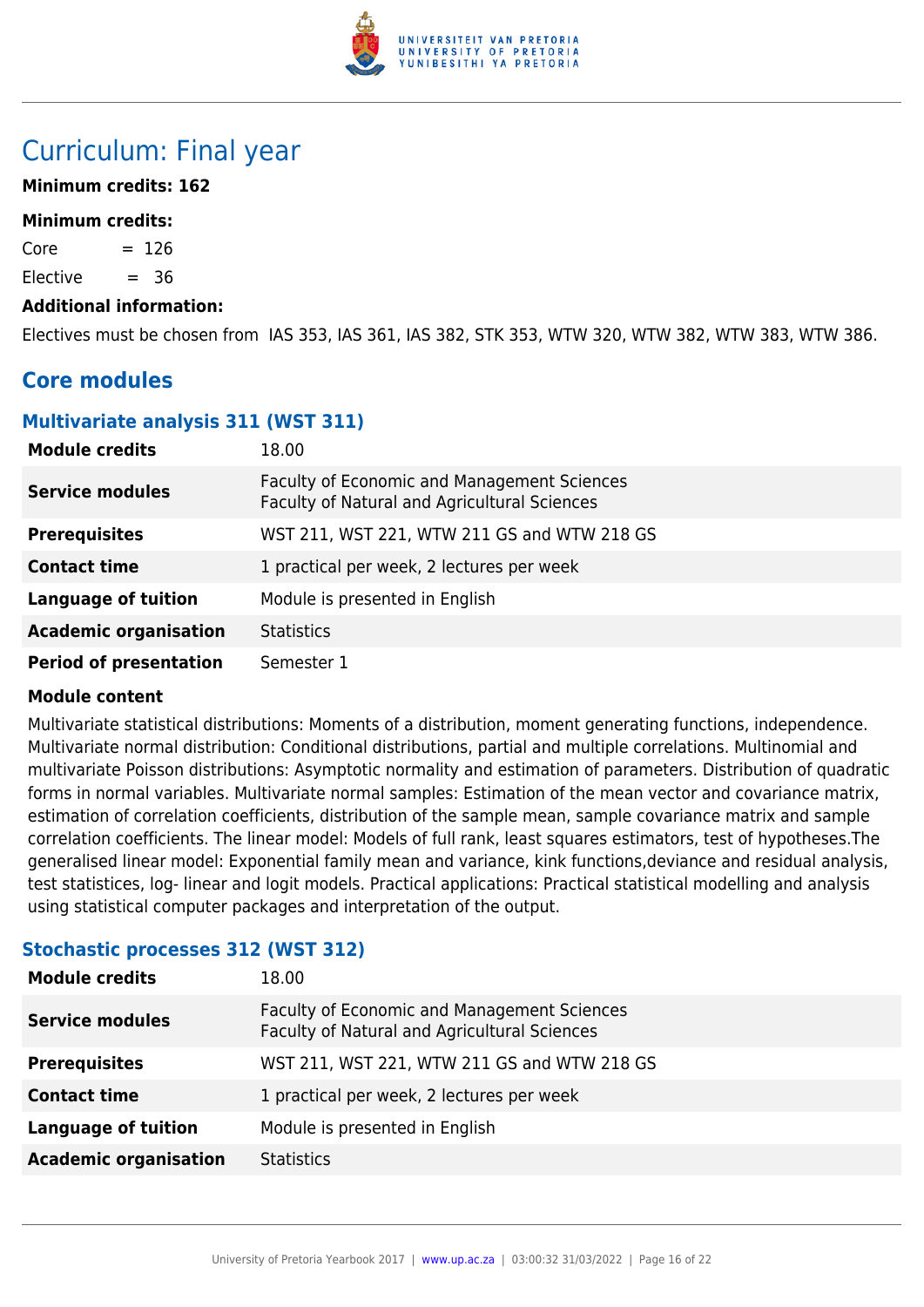# Curriculum: Final year

**Minimum credits: 162**

**Minimum credits:**

Core = 126

Elective = 36

**Additional information:**

Electives must be chosen from IAS 353, IAS 361, IAS 382, STK 353, WTW 320, WTW 382, WTW 383, WTW 386.

## Core modules

### Multivariate analysis 311 (WST 311)

| | |
|---|---|
| **Module credits** | 18.00 |
| **Service modules** | Faculty of Economic and Management Sciences<br>Faculty of Natural and Agricultural Sciences |
| **Prerequisites** | WST 211, WST 221, WTW 211 GS and WTW 218 GS |
| **Contact time** | 1 practical per week, 2 lectures per week |
| **Language of tuition** | Module is presented in English |
| **Academic organisation** | Statistics |
| **Period of presentation** | Semester 1 |

**Module content**

Multivariate statistical distributions: Moments of a distribution, moment generating functions, independence. Multivariate normal distribution: Conditional distributions, partial and multiple correlations. Multinomial and multivariate Poisson distributions: Asymptotic normality and estimation of parameters. Distribution of quadratic forms in normal variables. Multivariate normal samples: Estimation of the mean vector and covariance matrix, estimation of correlation coefficients, distribution of the sample mean, sample covariance matrix and sample correlation coefficients. The linear model: Models of full rank, least squares estimators, test of hypotheses.The generalised linear model: Exponential family mean and variance, kink functions,deviance and residual analysis, test statistics, log- linear and logit models. Practical applications: Practical statistical modelling and analysis using statistical computer packages and interpretation of the output.

### Stochastic processes 312 (WST 312)

| | |
|---|---|
| **Module credits** | 18.00 |
| **Service modules** | Faculty of Economic and Management Sciences<br>Faculty of Natural and Agricultural Sciences |
| **Prerequisites** | WST 211, WST 221, WTW 211 GS and WTW 218 GS |
| **Contact time** | 1 practical per week, 2 lectures per week |
| **Language of tuition** | Module is presented in English |
| **Academic organisation** | Statistics |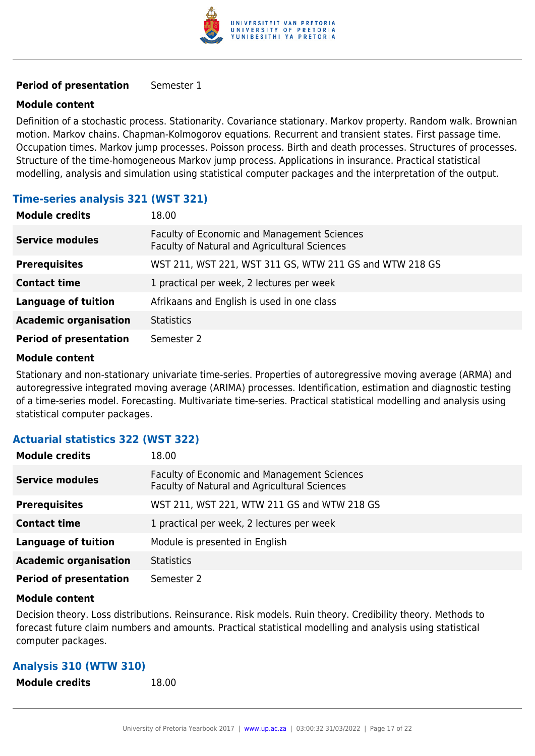| | |
|---|---|
| **Period of presentation** | Semester 1 |

**Module content**

Definition of a stochastic process. Stationarity. Covariance stationary. Markov property. Random walk. Brownian motion. Markov chains. Chapman-Kolmogorov equations. Recurrent and transient states. First passage time. Occupation times. Markov jump processes. Poisson process. Birth and death processes. Structures of processes. Structure of the time-homogeneous Markov jump process. Applications in insurance. Practical statistical modelling, analysis and simulation using statistical computer packages and the interpretation of the output.

### Time-series analysis 321 (WST 321)

| | |
|---|---|
| **Module credits** | 18.00 |
| **Service modules** | Faculty of Economic and Management Sciences<br>Faculty of Natural and Agricultural Sciences |
| **Prerequisites** | WST 211, WST 221, WST 311 GS, WTW 211 GS and WTW 218 GS |
| **Contact time** | 1 practical per week, 2 lectures per week |
| **Language of tuition** | Afrikaans and English is used in one class |
| **Academic organisation** | Statistics |
| **Period of presentation** | Semester 2 |

**Module content**

Stationary and non-stationary univariate time-series. Properties of autoregressive moving average (ARMA) and autoregressive integrated moving average (ARIMA) processes. Identification, estimation and diagnostic testing of a time-series model. Forecasting. Multivariate time-series. Practical statistical modelling and analysis using statistical computer packages.

### Actuarial statistics 322 (WST 322)

| | |
|---|---|
| **Module credits** | 18.00 |
| **Service modules** | Faculty of Economic and Management Sciences<br>Faculty of Natural and Agricultural Sciences |
| **Prerequisites** | WST 211, WST 221, WTW 211 GS and WTW 218 GS |
| **Contact time** | 1 practical per week, 2 lectures per week |
| **Language of tuition** | Module is presented in English |
| **Academic organisation** | Statistics |
| **Period of presentation** | Semester 2 |

**Module content**

Decision theory. Loss distributions. Reinsurance. Risk models. Ruin theory. Credibility theory. Methods to forecast future claim numbers and amounts. Practical statistical modelling and analysis using statistical computer packages.

### Analysis 310 (WTW 310)

| | |
|---|---|
| **Module credits** | 18.00 |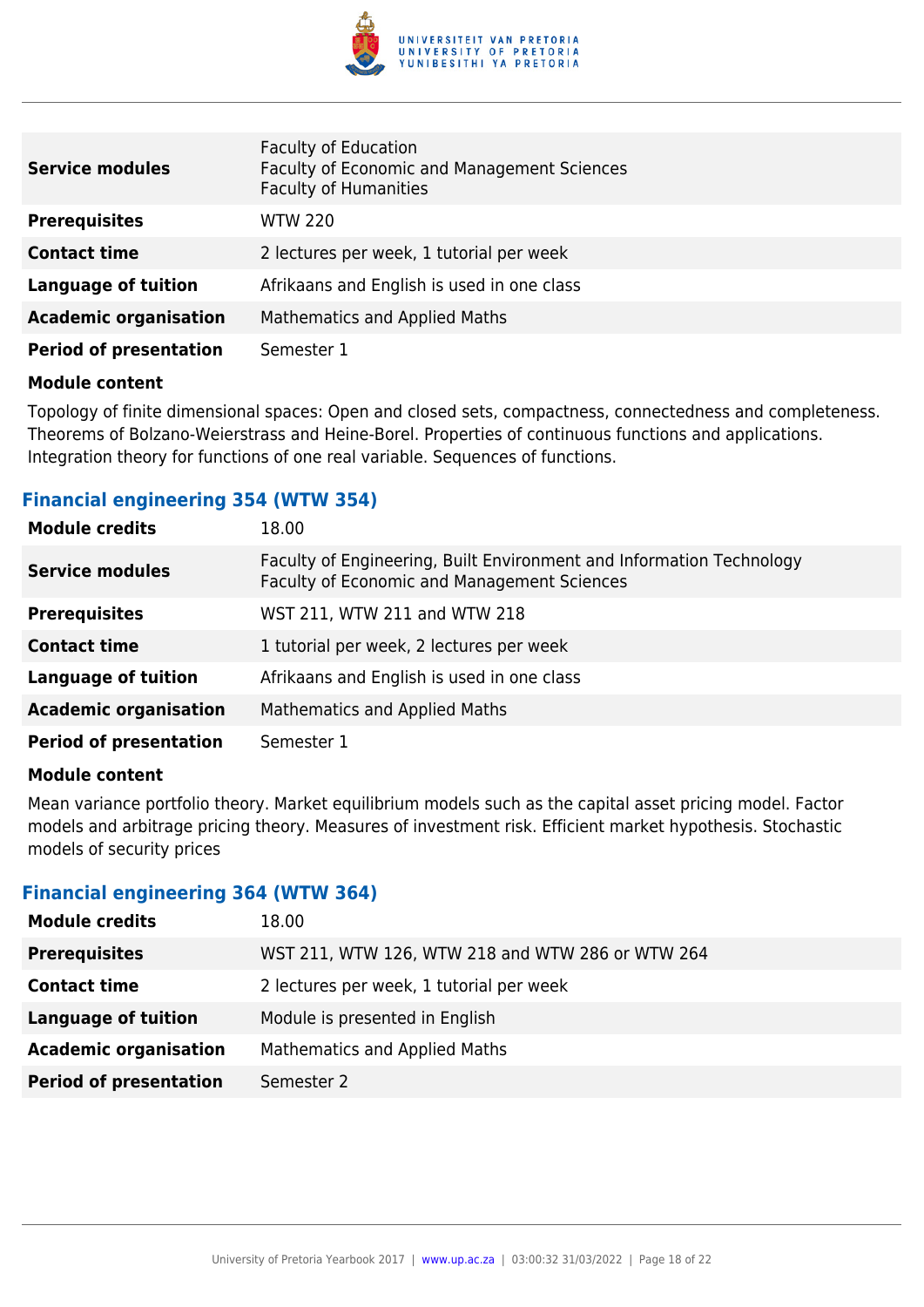| | |
|---|---|
| **Service modules** | Faculty of Education<br>Faculty of Economic and Management Sciences<br>Faculty of Humanities |
| **Prerequisites** | WTW 220 |
| **Contact time** | 2 lectures per week, 1 tutorial per week |
| **Language of tuition** | Afrikaans and English is used in one class |
| **Academic organisation** | Mathematics and Applied Maths |
| **Period of presentation** | Semester 1 |

**Module content**

Topology of finite dimensional spaces: Open and closed sets, compactness, connectedness and completeness. Theorems of Bolzano-Weierstrass and Heine-Borel. Properties of continuous functions and applications. Integration theory for functions of one real variable. Sequences of functions.

### Financial engineering 354 (WTW 354)

| | |
|---|---|
| **Module credits** | 18.00 |
| **Service modules** | Faculty of Engineering, Built Environment and Information Technology<br>Faculty of Economic and Management Sciences |
| **Prerequisites** | WST 211, WTW 211 and WTW 218 |
| **Contact time** | 1 tutorial per week, 2 lectures per week |
| **Language of tuition** | Afrikaans and English is used in one class |
| **Academic organisation** | Mathematics and Applied Maths |
| **Period of presentation** | Semester 1 |

**Module content**

Mean variance portfolio theory. Market equilibrium models such as the capital asset pricing model. Factor models and arbitrage pricing theory. Measures of investment risk. Efficient market hypothesis. Stochastic models of security prices

### Financial engineering 364 (WTW 364)

| | |
|---|---|
| **Module credits** | 18.00 |
| **Prerequisites** | WST 211, WTW 126, WTW 218 and WTW 286 or WTW 264 |
| **Contact time** | 2 lectures per week, 1 tutorial per week |
| **Language of tuition** | Module is presented in English |
| **Academic organisation** | Mathematics and Applied Maths |
| **Period of presentation** | Semester 2 |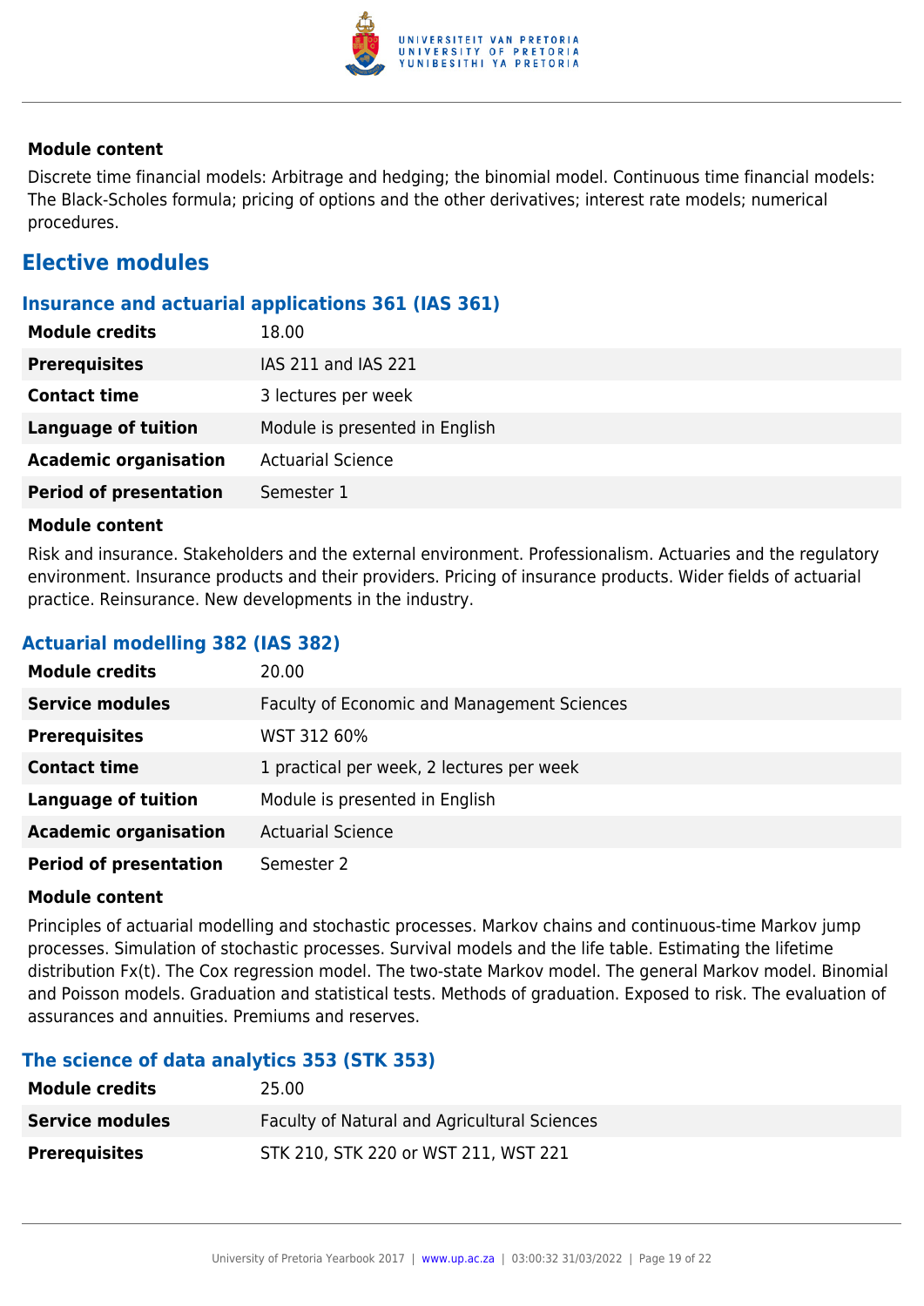**Module content**

Discrete time financial models: Arbitrage and hedging; the binomial model. Continuous time financial models: The Black-Scholes formula; pricing of options and the other derivatives; interest rate models; numerical procedures.

## Elective modules

### Insurance and actuarial applications 361 (IAS 361)

| | |
|---|---|
| **Module credits** | 18.00 |
| **Prerequisites** | IAS 211 and IAS 221 |
| **Contact time** | 3 lectures per week |
| **Language of tuition** | Module is presented in English |
| **Academic organisation** | Actuarial Science |
| **Period of presentation** | Semester 1 |

**Module content**

Risk and insurance. Stakeholders and the external environment. Professionalism. Actuaries and the regulatory environment. Insurance products and their providers. Pricing of insurance products. Wider fields of actuarial practice. Reinsurance. New developments in the industry.

### Actuarial modelling 382 (IAS 382)

| | |
|---|---|
| **Module credits** | 20.00 |
| **Service modules** | Faculty of Economic and Management Sciences |
| **Prerequisites** | WST 312 60% |
| **Contact time** | 1 practical per week, 2 lectures per week |
| **Language of tuition** | Module is presented in English |
| **Academic organisation** | Actuarial Science |
| **Period of presentation** | Semester 2 |

**Module content**

Principles of actuarial modelling and stochastic processes. Markov chains and continuous-time Markov jump processes. Simulation of stochastic processes. Survival models and the life table. Estimating the lifetime distribution Fx(t). The Cox regression model. The two-state Markov model. The general Markov model. Binomial and Poisson models. Graduation and statistical tests. Methods of graduation. Exposed to risk. The evaluation of assurances and annuities. Premiums and reserves.

### The science of data analytics 353 (STK 353)

| | |
|---|---|
| **Module credits** | 25.00 |
| **Service modules** | Faculty of Natural and Agricultural Sciences |
| **Prerequisites** | STK 210, STK 220 or WST 211, WST 221 |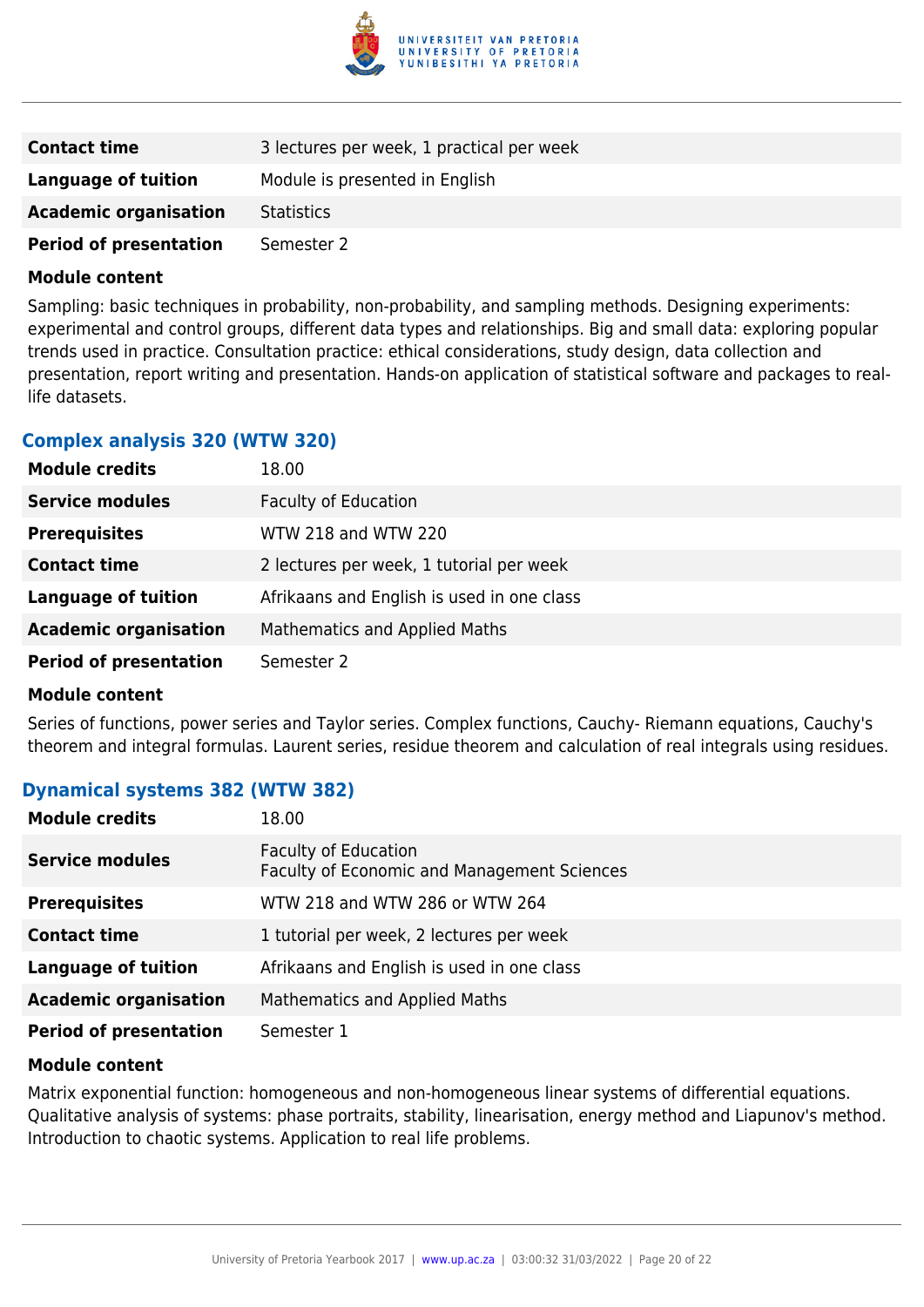| | |
|---|---|
| **Contact time** | 3 lectures per week, 1 practical per week |
| **Language of tuition** | Module is presented in English |
| **Academic organisation** | Statistics |
| **Period of presentation** | Semester 2 |

**Module content**

Sampling: basic techniques in probability, non-probability, and sampling methods. Designing experiments: experimental and control groups, different data types and relationships. Big and small data: exploring popular trends used in practice. Consultation practice: ethical considerations, study design, data collection and presentation, report writing and presentation. Hands-on application of statistical software and packages to real-life datasets.

### Complex analysis 320 (WTW 320)

| | |
|---|---|
| **Module credits** | 18.00 |
| **Service modules** | Faculty of Education |
| **Prerequisites** | WTW 218 and WTW 220 |
| **Contact time** | 2 lectures per week, 1 tutorial per week |
| **Language of tuition** | Afrikaans and English is used in one class |
| **Academic organisation** | Mathematics and Applied Maths |
| **Period of presentation** | Semester 2 |

**Module content**

Series of functions, power series and Taylor series. Complex functions, Cauchy- Riemann equations, Cauchy's theorem and integral formulas. Laurent series, residue theorem and calculation of real integrals using residues.

### Dynamical systems 382 (WTW 382)

| | |
|---|---|
| **Module credits** | 18.00 |
| **Service modules** | Faculty of Education<br>Faculty of Economic and Management Sciences |
| **Prerequisites** | WTW 218 and WTW 286 or WTW 264 |
| **Contact time** | 1 tutorial per week, 2 lectures per week |
| **Language of tuition** | Afrikaans and English is used in one class |
| **Academic organisation** | Mathematics and Applied Maths |
| **Period of presentation** | Semester 1 |

**Module content**

Matrix exponential function: homogeneous and non-homogeneous linear systems of differential equations. Qualitative analysis of systems: phase portraits, stability, linearisation, energy method and Liapunov's method. Introduction to chaotic systems. Application to real life problems.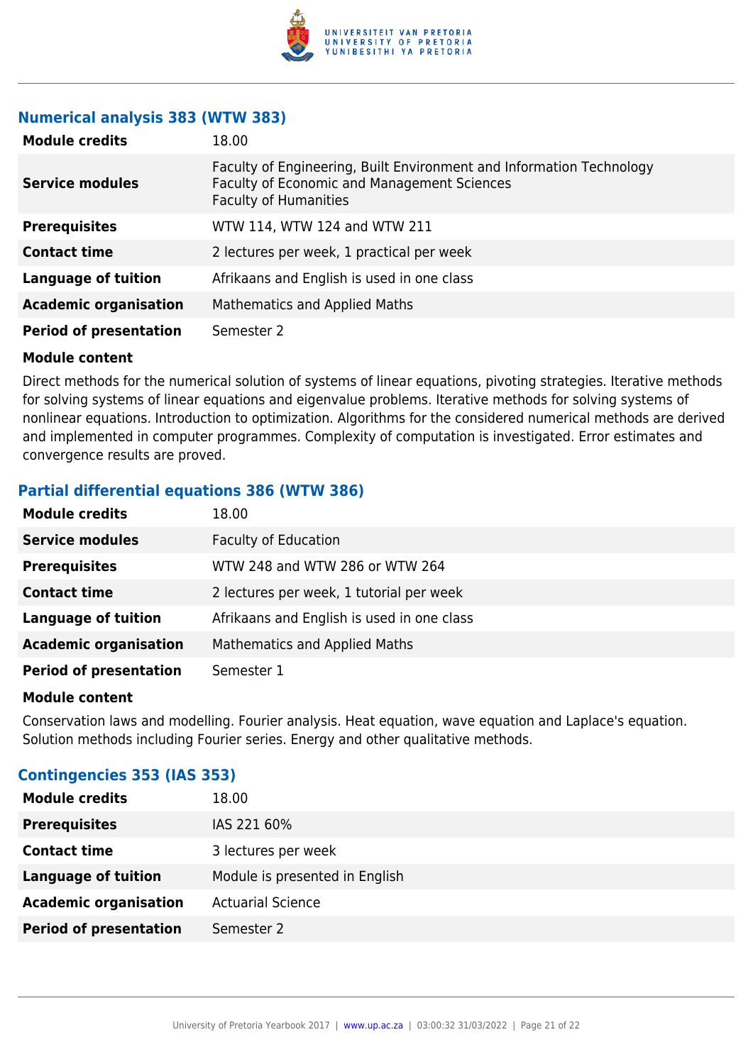### Numerical analysis 383 (WTW 383)

| | |
|---|---|
| **Module credits** | 18.00 |
| **Service modules** | Faculty of Engineering, Built Environment and Information Technology<br>Faculty of Economic and Management Sciences<br>Faculty of Humanities |
| **Prerequisites** | WTW 114, WTW 124 and WTW 211 |
| **Contact time** | 2 lectures per week, 1 practical per week |
| **Language of tuition** | Afrikaans and English is used in one class |
| **Academic organisation** | Mathematics and Applied Maths |
| **Period of presentation** | Semester 2 |

**Module content**

Direct methods for the numerical solution of systems of linear equations, pivoting strategies. Iterative methods for solving systems of linear equations and eigenvalue problems. Iterative methods for solving systems of nonlinear equations. Introduction to optimization. Algorithms for the considered numerical methods are derived and implemented in computer programmes. Complexity of computation is investigated. Error estimates and convergence results are proved.

### Partial differential equations 386 (WTW 386)

| | |
|---|---|
| **Module credits** | 18.00 |
| **Service modules** | Faculty of Education |
| **Prerequisites** | WTW 248 and WTW 286 or WTW 264 |
| **Contact time** | 2 lectures per week, 1 tutorial per week |
| **Language of tuition** | Afrikaans and English is used in one class |
| **Academic organisation** | Mathematics and Applied Maths |
| **Period of presentation** | Semester 1 |

**Module content**

Conservation laws and modelling. Fourier analysis. Heat equation, wave equation and Laplace's equation. Solution methods including Fourier series. Energy and other qualitative methods.

### Contingencies 353 (IAS 353)

| | |
|---|---|
| **Module credits** | 18.00 |
| **Prerequisites** | IAS 221 60% |
| **Contact time** | 3 lectures per week |
| **Language of tuition** | Module is presented in English |
| **Academic organisation** | Actuarial Science |
| **Period of presentation** | Semester 2 |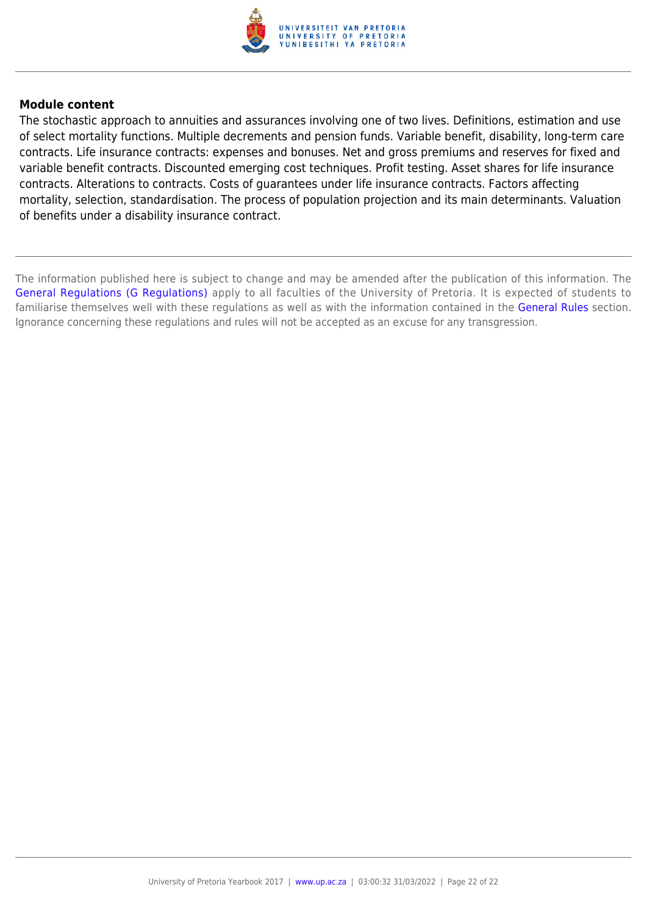**Module content**

The stochastic approach to annuities and assurances involving one of two lives. Definitions, estimation and use of select mortality functions. Multiple decrements and pension funds. Variable benefit, disability, long-term care contracts. Life insurance contracts: expenses and bonuses. Net and gross premiums and reserves for fixed and variable benefit contracts. Discounted emerging cost techniques. Profit testing. Asset shares for life insurance contracts. Alterations to contracts. Costs of guarantees under life insurance contracts. Factors affecting mortality, selection, standardisation. The process of population projection and its main determinants. Valuation of benefits under a disability insurance contract.

The information published here is subject to change and may be amended after the publication of this information. The General Regulations (G Regulations) apply to all faculties of the University of Pretoria. It is expected of students to familiarise themselves well with these regulations as well as with the information contained in the General Rules section. Ignorance concerning these regulations and rules will not be accepted as an excuse for any transgression.